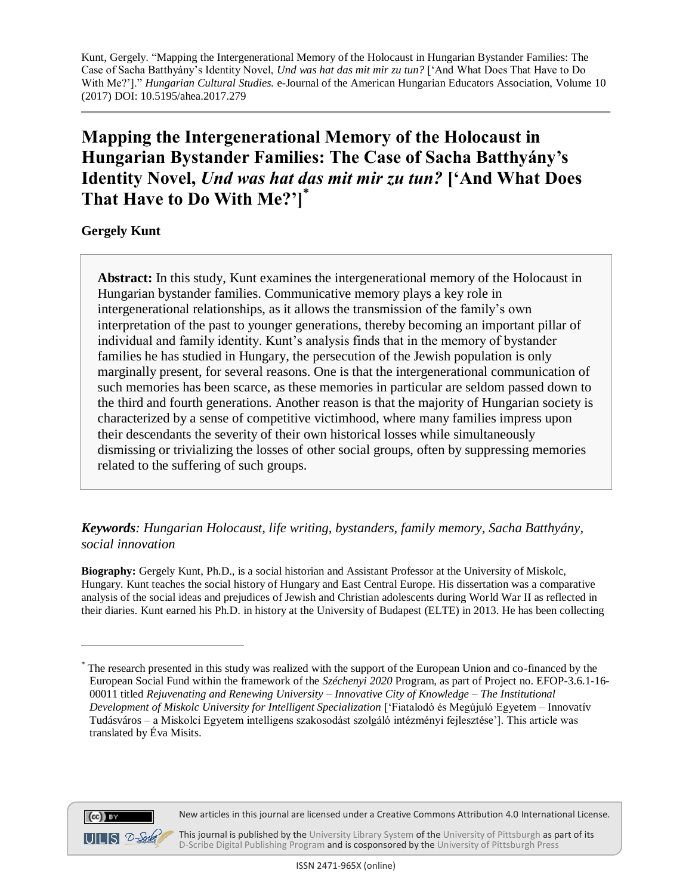Kunt, Gergely. "Mapping the Intergenerational Memory of the Holocaust in Hungarian Bystander Families: The Case of Sacha Batthyány's Identity Novel, *Und was hat das mit mir zu tun?* ['And What Does That Have to Do With Me?']." *Hungarian Cultural Studies.* e-Journal of the American Hungarian Educators Association, Volume 10 (2017) DOI: 10.5195/ahea.2017.279

# Mapping the Intergenerational Memory of the Holocaust in Hungarian Bystander Families: The Case of Sacha Batthyány's Identity Novel, *Und was hat das mit mir zu tun?* ['And What Does That Have to Do With Me?'][*]

**Gergely Kunt**

> **Abstract:** In this study, Kunt examines the intergenerational memory of the Holocaust in Hungarian bystander families. Communicative memory plays a key role in intergenerational relationships, as it allows the transmission of the family's own interpretation of the past to younger generations, thereby becoming an important pillar of individual and family identity. Kunt's analysis finds that in the memory of bystander families he has studied in Hungary, the persecution of the Jewish population is only marginally present, for several reasons. One is that the intergenerational communication of such memories has been scarce, as these memories in particular are seldom passed down to the third and fourth generations. Another reason is that the majority of Hungarian society is characterized by a sense of competitive victimhood, where many families impress upon their descendants the severity of their own historical losses while simultaneously dismissing or trivializing the losses of other social groups, often by suppressing memories related to the suffering of such groups.

***Keywords**: Hungarian Holocaust, life writing, bystanders, family memory, Sacha Batthyány, social innovation*

**Biography:** Gergely Kunt, Ph.D., is a social historian and Assistant Professor at the University of Miskolc, Hungary. Kunt teaches the social history of Hungary and East Central Europe. His dissertation was a comparative analysis of the social ideas and prejudices of Jewish and Christian adolescents during World War II as reflected in their diaries. Kunt earned his Ph.D. in history at the University of Budapest (ELTE) in 2013. He has been collecting

---

[*] The research presented in this study was realized with the support of the European Union and co-financed by the European Social Fund within the framework of the *Széchenyi 2020* Program, as part of Project no. EFOP-3.6.1-16-00011 titled *Rejuvenating and Renewing University – Innovative City of Knowledge – The Institutional Development of Miskolc University for Intelligent Specialization* ['Fiatalodó és Megújuló Egyetem – Innovatív Tudásváros – a Miskolci Egyetem intelligens szakosodást szolgáló intézményi fejlesztése']. This article was translated by Éva Misits.

New articles in this journal are licensed under a Creative Commons Attribution 4.0 International License.

This journal is published by the University Library System of the University of Pittsburgh as part of its D-Scribe Digital Publishing Program and is cosponsored by the University of Pittsburgh Press

ISSN 2471-965X (online)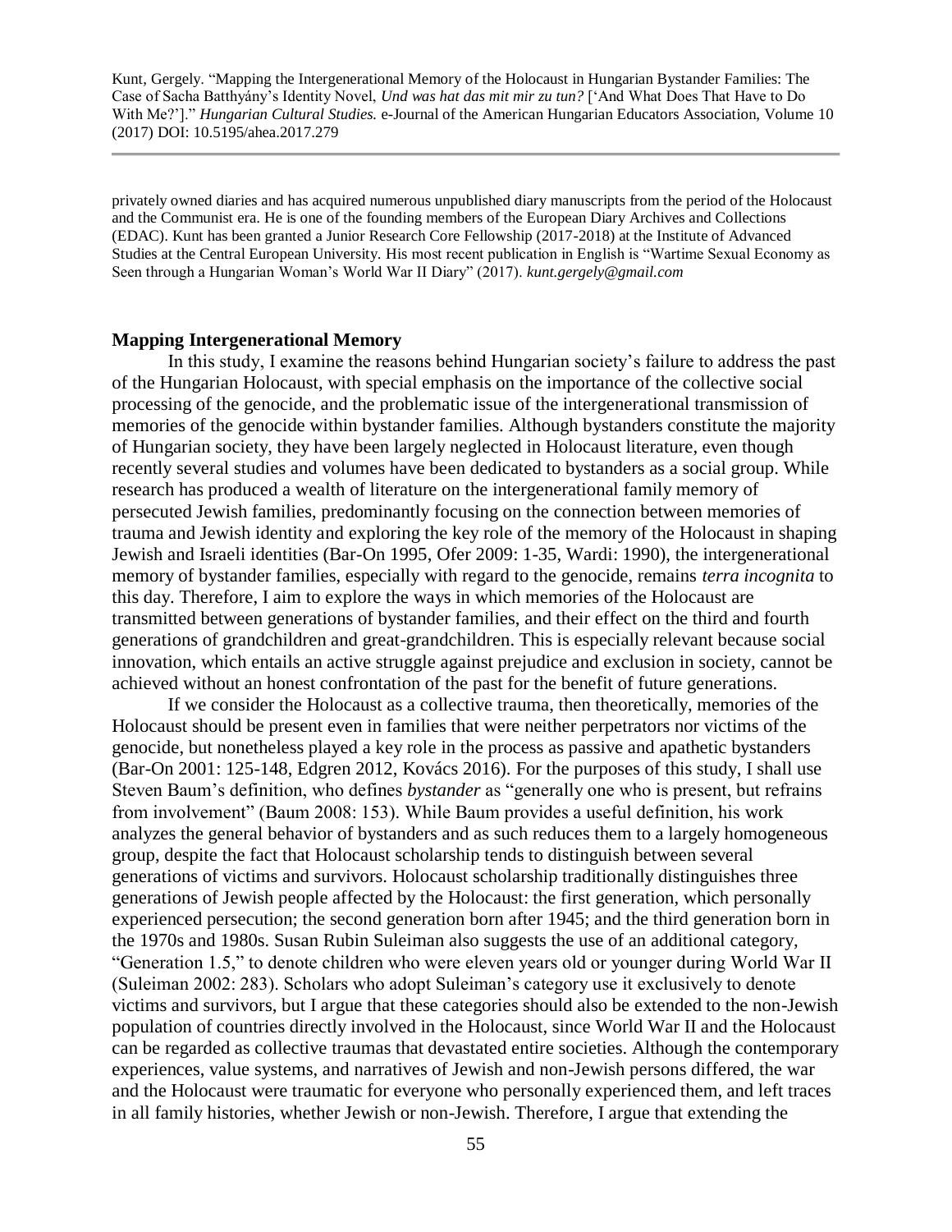privately owned diaries and has acquired numerous unpublished diary manuscripts from the period of the Holocaust and the Communist era. He is one of the founding members of the European Diary Archives and Collections (EDAC). Kunt has been granted a Junior Research Core Fellowship (2017-2018) at the Institute of Advanced Studies at the Central European University. His most recent publication in English is "Wartime Sexual Economy as Seen through a Hungarian Woman's World War II Diary" (2017). *kunt.gergely@gmail.com*

**Mapping Intergenerational Memory**

In this study, I examine the reasons behind Hungarian society's failure to address the past of the Hungarian Holocaust, with special emphasis on the importance of the collective social processing of the genocide, and the problematic issue of the intergenerational transmission of memories of the genocide within bystander families. Although bystanders constitute the majority of Hungarian society, they have been largely neglected in Holocaust literature, even though recently several studies and volumes have been dedicated to bystanders as a social group. While research has produced a wealth of literature on the intergenerational family memory of persecuted Jewish families, predominantly focusing on the connection between memories of trauma and Jewish identity and exploring the key role of the memory of the Holocaust in shaping Jewish and Israeli identities (Bar-On 1995, Ofer 2009: 1-35, Wardi: 1990), the intergenerational memory of bystander families, especially with regard to the genocide, remains *terra incognita* to this day. Therefore, I aim to explore the ways in which memories of the Holocaust are transmitted between generations of bystander families, and their effect on the third and fourth generations of grandchildren and great-grandchildren. This is especially relevant because social innovation, which entails an active struggle against prejudice and exclusion in society, cannot be achieved without an honest confrontation of the past for the benefit of future generations.

If we consider the Holocaust as a collective trauma, then theoretically, memories of the Holocaust should be present even in families that were neither perpetrators nor victims of the genocide, but nonetheless played a key role in the process as passive and apathetic bystanders (Bar-On 2001: 125-148, Edgren 2012, Kovács 2016). For the purposes of this study, I shall use Steven Baum's definition, who defines *bystander* as "generally one who is present, but refrains from involvement" (Baum 2008: 153). While Baum provides a useful definition, his work analyzes the general behavior of bystanders and as such reduces them to a largely homogeneous group, despite the fact that Holocaust scholarship tends to distinguish between several generations of victims and survivors. Holocaust scholarship traditionally distinguishes three generations of Jewish people affected by the Holocaust: the first generation, which personally experienced persecution; the second generation born after 1945; and the third generation born in the 1970s and 1980s. Susan Rubin Suleiman also suggests the use of an additional category, "Generation 1.5," to denote children who were eleven years old or younger during World War II (Suleiman 2002: 283). Scholars who adopt Suleiman's category use it exclusively to denote victims and survivors, but I argue that these categories should also be extended to the non-Jewish population of countries directly involved in the Holocaust, since World War II and the Holocaust can be regarded as collective traumas that devastated entire societies. Although the contemporary experiences, value systems, and narratives of Jewish and non-Jewish persons differed, the war and the Holocaust were traumatic for everyone who personally experienced them, and left traces in all family histories, whether Jewish or non-Jewish. Therefore, I argue that extending the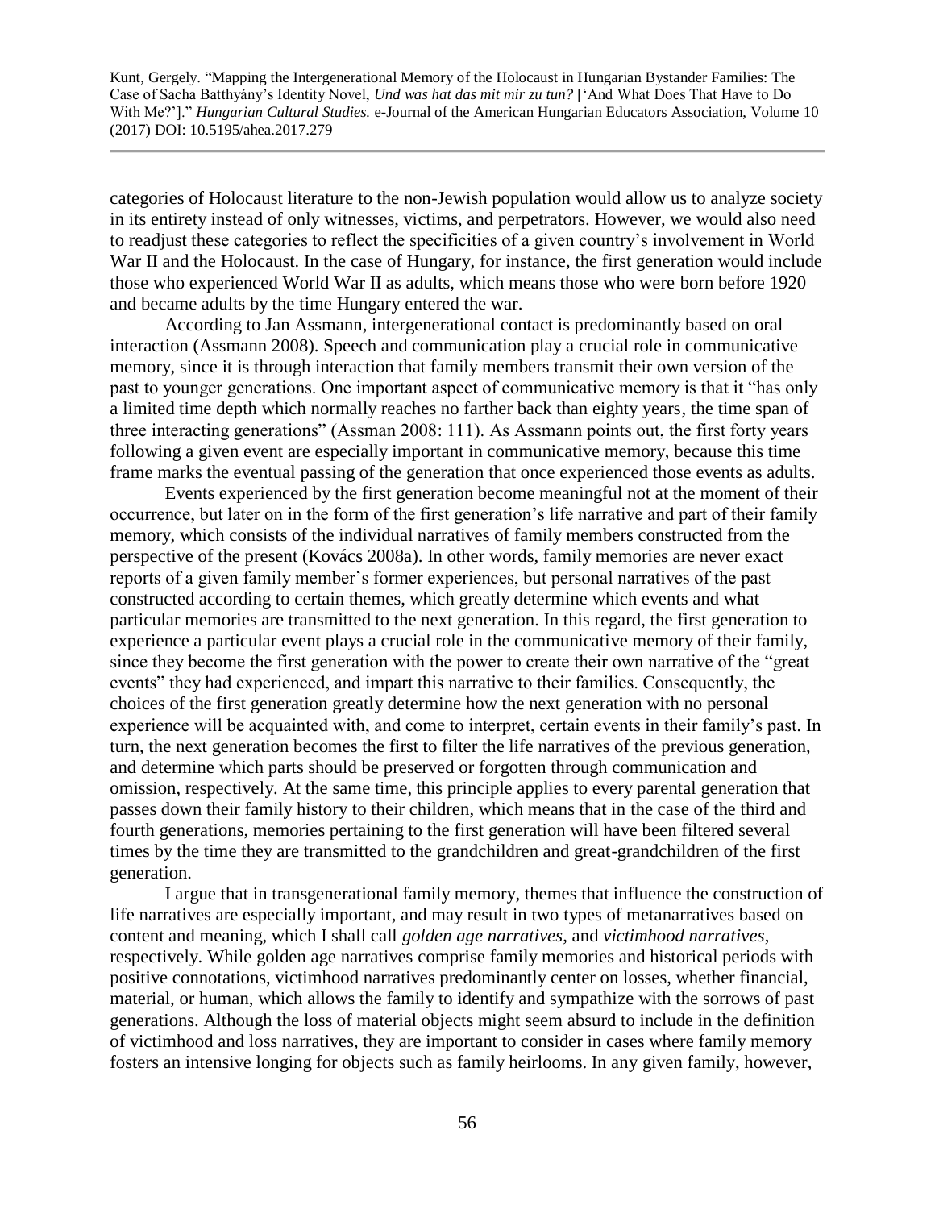categories of Holocaust literature to the non-Jewish population would allow us to analyze society in its entirety instead of only witnesses, victims, and perpetrators. However, we would also need to readjust these categories to reflect the specificities of a given country's involvement in World War II and the Holocaust. In the case of Hungary, for instance, the first generation would include those who experienced World War II as adults, which means those who were born before 1920 and became adults by the time Hungary entered the war.

According to Jan Assmann, intergenerational contact is predominantly based on oral interaction (Assmann 2008). Speech and communication play a crucial role in communicative memory, since it is through interaction that family members transmit their own version of the past to younger generations. One important aspect of communicative memory is that it "has only a limited time depth which normally reaches no farther back than eighty years, the time span of three interacting generations" (Assman 2008: 111). As Assmann points out, the first forty years following a given event are especially important in communicative memory, because this time frame marks the eventual passing of the generation that once experienced those events as adults.

Events experienced by the first generation become meaningful not at the moment of their occurrence, but later on in the form of the first generation's life narrative and part of their family memory, which consists of the individual narratives of family members constructed from the perspective of the present (Kovács 2008a). In other words, family memories are never exact reports of a given family member's former experiences, but personal narratives of the past constructed according to certain themes, which greatly determine which events and what particular memories are transmitted to the next generation. In this regard, the first generation to experience a particular event plays a crucial role in the communicative memory of their family, since they become the first generation with the power to create their own narrative of the "great events" they had experienced, and impart this narrative to their families. Consequently, the choices of the first generation greatly determine how the next generation with no personal experience will be acquainted with, and come to interpret, certain events in their family's past. In turn, the next generation becomes the first to filter the life narratives of the previous generation, and determine which parts should be preserved or forgotten through communication and omission, respectively. At the same time, this principle applies to every parental generation that passes down their family history to their children, which means that in the case of the third and fourth generations, memories pertaining to the first generation will have been filtered several times by the time they are transmitted to the grandchildren and great-grandchildren of the first generation.

I argue that in transgenerational family memory, themes that influence the construction of life narratives are especially important, and may result in two types of metanarratives based on content and meaning, which I shall call *golden age narratives*, and *victimhood narratives*, respectively. While golden age narratives comprise family memories and historical periods with positive connotations, victimhood narratives predominantly center on losses, whether financial, material, or human, which allows the family to identify and sympathize with the sorrows of past generations. Although the loss of material objects might seem absurd to include in the definition of victimhood and loss narratives, they are important to consider in cases where family memory fosters an intensive longing for objects such as family heirlooms. In any given family, however,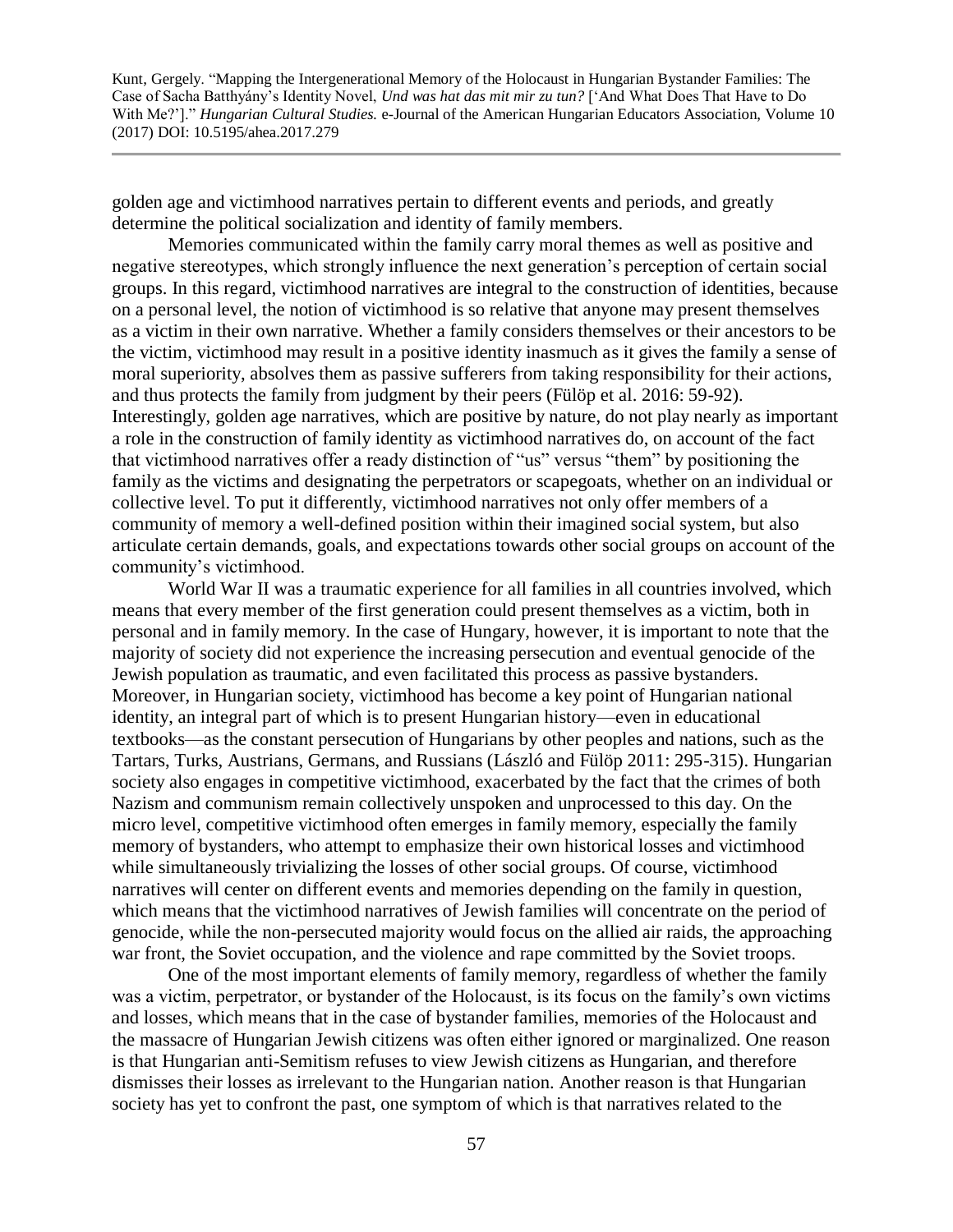golden age and victimhood narratives pertain to different events and periods, and greatly determine the political socialization and identity of family members.

Memories communicated within the family carry moral themes as well as positive and negative stereotypes, which strongly influence the next generation's perception of certain social groups. In this regard, victimhood narratives are integral to the construction of identities, because on a personal level, the notion of victimhood is so relative that anyone may present themselves as a victim in their own narrative. Whether a family considers themselves or their ancestors to be the victim, victimhood may result in a positive identity inasmuch as it gives the family a sense of moral superiority, absolves them as passive sufferers from taking responsibility for their actions, and thus protects the family from judgment by their peers (Fülöp et al. 2016: 59-92). Interestingly, golden age narratives, which are positive by nature, do not play nearly as important a role in the construction of family identity as victimhood narratives do, on account of the fact that victimhood narratives offer a ready distinction of "us" versus "them" by positioning the family as the victims and designating the perpetrators or scapegoats, whether on an individual or collective level. To put it differently, victimhood narratives not only offer members of a community of memory a well-defined position within their imagined social system, but also articulate certain demands, goals, and expectations towards other social groups on account of the community's victimhood.

World War II was a traumatic experience for all families in all countries involved, which means that every member of the first generation could present themselves as a victim, both in personal and in family memory. In the case of Hungary, however, it is important to note that the majority of society did not experience the increasing persecution and eventual genocide of the Jewish population as traumatic, and even facilitated this process as passive bystanders. Moreover, in Hungarian society, victimhood has become a key point of Hungarian national identity, an integral part of which is to present Hungarian history—even in educational textbooks—as the constant persecution of Hungarians by other peoples and nations, such as the Tartars, Turks, Austrians, Germans, and Russians (László and Fülöp 2011: 295-315). Hungarian society also engages in competitive victimhood, exacerbated by the fact that the crimes of both Nazism and communism remain collectively unspoken and unprocessed to this day. On the micro level, competitive victimhood often emerges in family memory, especially the family memory of bystanders, who attempt to emphasize their own historical losses and victimhood while simultaneously trivializing the losses of other social groups. Of course, victimhood narratives will center on different events and memories depending on the family in question, which means that the victimhood narratives of Jewish families will concentrate on the period of genocide, while the non-persecuted majority would focus on the allied air raids, the approaching war front, the Soviet occupation, and the violence and rape committed by the Soviet troops.

One of the most important elements of family memory, regardless of whether the family was a victim, perpetrator, or bystander of the Holocaust, is its focus on the family's own victims and losses, which means that in the case of bystander families, memories of the Holocaust and the massacre of Hungarian Jewish citizens was often either ignored or marginalized. One reason is that Hungarian anti-Semitism refuses to view Jewish citizens as Hungarian, and therefore dismisses their losses as irrelevant to the Hungarian nation. Another reason is that Hungarian society has yet to confront the past, one symptom of which is that narratives related to the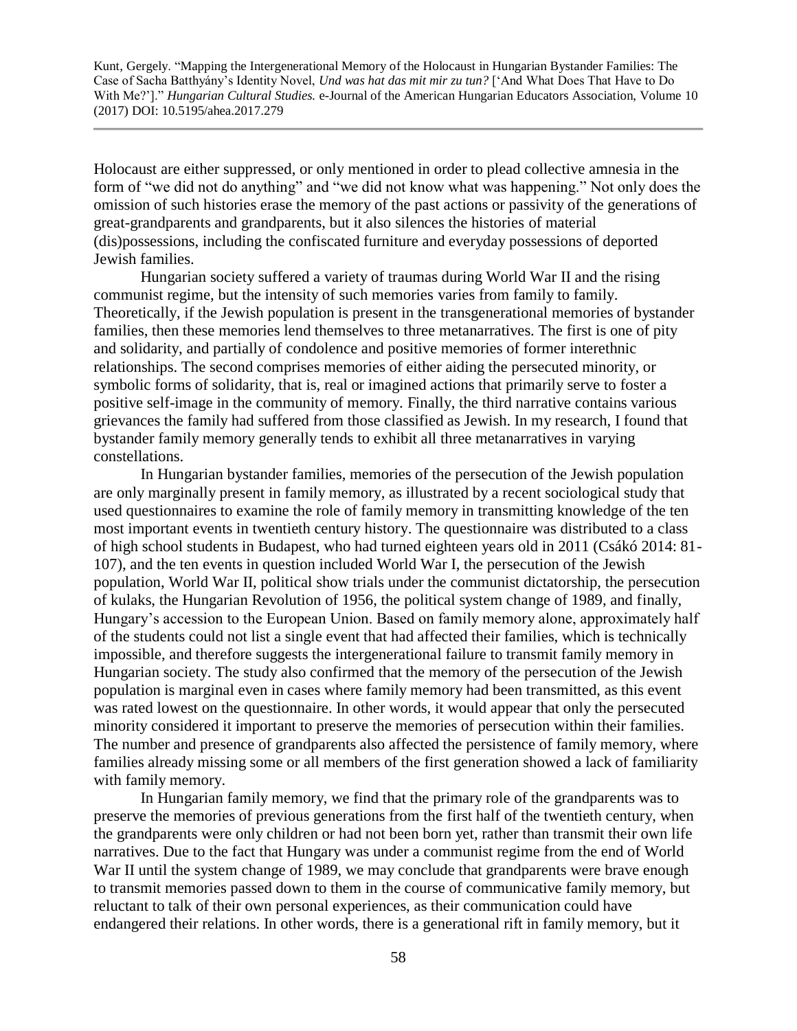Holocaust are either suppressed, or only mentioned in order to plead collective amnesia in the form of "we did not do anything" and "we did not know what was happening." Not only does the omission of such histories erase the memory of the past actions or passivity of the generations of great-grandparents and grandparents, but it also silences the histories of material (dis)possessions, including the confiscated furniture and everyday possessions of deported Jewish families.

Hungarian society suffered a variety of traumas during World War II and the rising communist regime, but the intensity of such memories varies from family to family. Theoretically, if the Jewish population is present in the transgenerational memories of bystander families, then these memories lend themselves to three metanarratives. The first is one of pity and solidarity, and partially of condolence and positive memories of former interethnic relationships. The second comprises memories of either aiding the persecuted minority, or symbolic forms of solidarity, that is, real or imagined actions that primarily serve to foster a positive self-image in the community of memory. Finally, the third narrative contains various grievances the family had suffered from those classified as Jewish. In my research, I found that bystander family memory generally tends to exhibit all three metanarratives in varying constellations.

In Hungarian bystander families, memories of the persecution of the Jewish population are only marginally present in family memory, as illustrated by a recent sociological study that used questionnaires to examine the role of family memory in transmitting knowledge of the ten most important events in twentieth century history. The questionnaire was distributed to a class of high school students in Budapest, who had turned eighteen years old in 2011 (Csákó 2014: 81-107), and the ten events in question included World War I, the persecution of the Jewish population, World War II, political show trials under the communist dictatorship, the persecution of kulaks, the Hungarian Revolution of 1956, the political system change of 1989, and finally, Hungary's accession to the European Union. Based on family memory alone, approximately half of the students could not list a single event that had affected their families, which is technically impossible, and therefore suggests the intergenerational failure to transmit family memory in Hungarian society. The study also confirmed that the memory of the persecution of the Jewish population is marginal even in cases where family memory had been transmitted, as this event was rated lowest on the questionnaire. In other words, it would appear that only the persecuted minority considered it important to preserve the memories of persecution within their families. The number and presence of grandparents also affected the persistence of family memory, where families already missing some or all members of the first generation showed a lack of familiarity with family memory.

In Hungarian family memory, we find that the primary role of the grandparents was to preserve the memories of previous generations from the first half of the twentieth century, when the grandparents were only children or had not been born yet, rather than transmit their own life narratives. Due to the fact that Hungary was under a communist regime from the end of World War II until the system change of 1989, we may conclude that grandparents were brave enough to transmit memories passed down to them in the course of communicative family memory, but reluctant to talk of their own personal experiences, as their communication could have endangered their relations. In other words, there is a generational rift in family memory, but it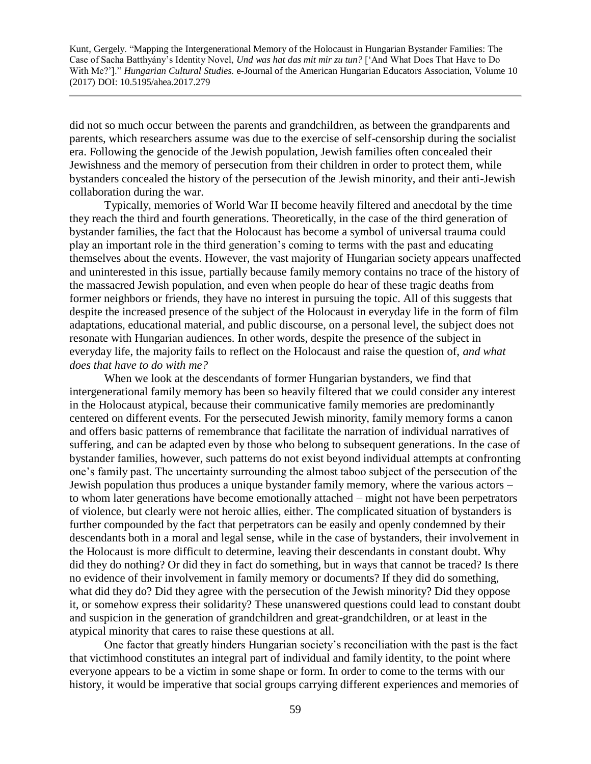did not so much occur between the parents and grandchildren, as between the grandparents and parents, which researchers assume was due to the exercise of self-censorship during the socialist era. Following the genocide of the Jewish population, Jewish families often concealed their Jewishness and the memory of persecution from their children in order to protect them, while bystanders concealed the history of the persecution of the Jewish minority, and their anti-Jewish collaboration during the war.

Typically, memories of World War II become heavily filtered and anecdotal by the time they reach the third and fourth generations. Theoretically, in the case of the third generation of bystander families, the fact that the Holocaust has become a symbol of universal trauma could play an important role in the third generation's coming to terms with the past and educating themselves about the events. However, the vast majority of Hungarian society appears unaffected and uninterested in this issue, partially because family memory contains no trace of the history of the massacred Jewish population, and even when people do hear of these tragic deaths from former neighbors or friends, they have no interest in pursuing the topic. All of this suggests that despite the increased presence of the subject of the Holocaust in everyday life in the form of film adaptations, educational material, and public discourse, on a personal level, the subject does not resonate with Hungarian audiences. In other words, despite the presence of the subject in everyday life, the majority fails to reflect on the Holocaust and raise the question of, *and what does that have to do with me?*

When we look at the descendants of former Hungarian bystanders, we find that intergenerational family memory has been so heavily filtered that we could consider any interest in the Holocaust atypical, because their communicative family memories are predominantly centered on different events. For the persecuted Jewish minority, family memory forms a canon and offers basic patterns of remembrance that facilitate the narration of individual narratives of suffering, and can be adapted even by those who belong to subsequent generations. In the case of bystander families, however, such patterns do not exist beyond individual attempts at confronting one's family past. The uncertainty surrounding the almost taboo subject of the persecution of the Jewish population thus produces a unique bystander family memory, where the various actors – to whom later generations have become emotionally attached – might not have been perpetrators of violence, but clearly were not heroic allies, either. The complicated situation of bystanders is further compounded by the fact that perpetrators can be easily and openly condemned by their descendants both in a moral and legal sense, while in the case of bystanders, their involvement in the Holocaust is more difficult to determine, leaving their descendants in constant doubt. Why did they do nothing? Or did they in fact do something, but in ways that cannot be traced? Is there no evidence of their involvement in family memory or documents? If they did do something, what did they do? Did they agree with the persecution of the Jewish minority? Did they oppose it, or somehow express their solidarity? These unanswered questions could lead to constant doubt and suspicion in the generation of grandchildren and great-grandchildren, or at least in the atypical minority that cares to raise these questions at all.

One factor that greatly hinders Hungarian society's reconciliation with the past is the fact that victimhood constitutes an integral part of individual and family identity, to the point where everyone appears to be a victim in some shape or form. In order to come to the terms with our history, it would be imperative that social groups carrying different experiences and memories of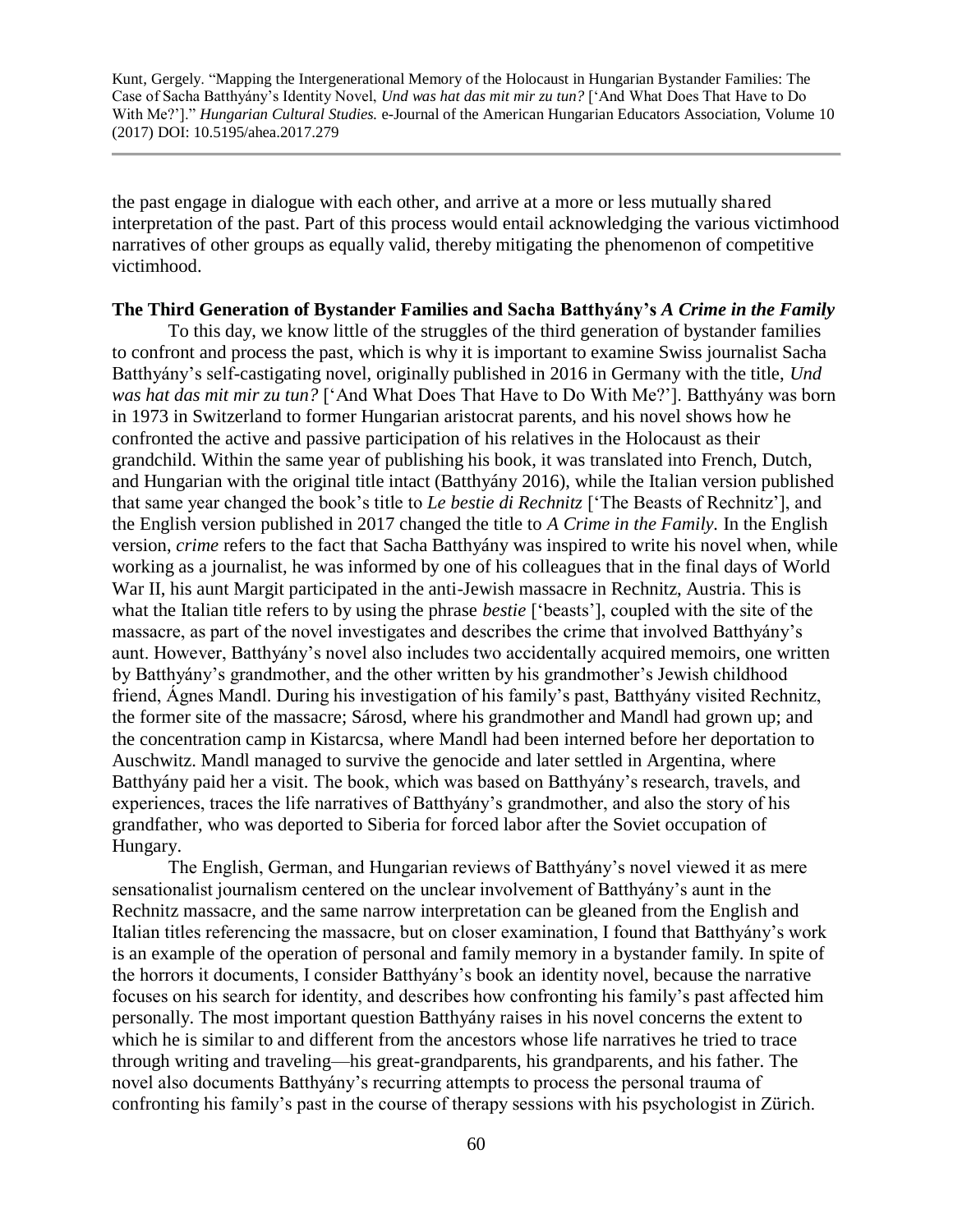the past engage in dialogue with each other, and arrive at a more or less mutually shared interpretation of the past. Part of this process would entail acknowledging the various victimhood narratives of other groups as equally valid, thereby mitigating the phenomenon of competitive victimhood.

**The Third Generation of Bystander Families and Sacha Batthyány's *A Crime in the Family***

To this day, we know little of the struggles of the third generation of bystander families to confront and process the past, which is why it is important to examine Swiss journalist Sacha Batthyány's self-castigating novel, originally published in 2016 in Germany with the title, *Und was hat das mit mir zu tun?* ['And What Does That Have to Do With Me?']. Batthyány was born in 1973 in Switzerland to former Hungarian aristocrat parents, and his novel shows how he confronted the active and passive participation of his relatives in the Holocaust as their grandchild. Within the same year of publishing his book, it was translated into French, Dutch, and Hungarian with the original title intact (Batthyány 2016), while the Italian version published that same year changed the book's title to *Le bestie di Rechnitz* ['The Beasts of Rechnitz'], and the English version published in 2017 changed the title to *A Crime in the Family.* In the English version, *crime* refers to the fact that Sacha Batthyány was inspired to write his novel when, while working as a journalist, he was informed by one of his colleagues that in the final days of World War II, his aunt Margit participated in the anti-Jewish massacre in Rechnitz, Austria. This is what the Italian title refers to by using the phrase *bestie* ['beasts'], coupled with the site of the massacre, as part of the novel investigates and describes the crime that involved Batthyány's aunt. However, Batthyány's novel also includes two accidentally acquired memoirs, one written by Batthyány's grandmother, and the other written by his grandmother's Jewish childhood friend, Ágnes Mandl. During his investigation of his family's past, Batthyány visited Rechnitz, the former site of the massacre; Sárosd, where his grandmother and Mandl had grown up; and the concentration camp in Kistarcsa, where Mandl had been interned before her deportation to Auschwitz. Mandl managed to survive the genocide and later settled in Argentina, where Batthyány paid her a visit. The book, which was based on Batthyány's research, travels, and experiences, traces the life narratives of Batthyány's grandmother, and also the story of his grandfather, who was deported to Siberia for forced labor after the Soviet occupation of Hungary.

The English, German, and Hungarian reviews of Batthyány's novel viewed it as mere sensationalist journalism centered on the unclear involvement of Batthyány's aunt in the Rechnitz massacre, and the same narrow interpretation can be gleaned from the English and Italian titles referencing the massacre, but on closer examination, I found that Batthyány's work is an example of the operation of personal and family memory in a bystander family. In spite of the horrors it documents, I consider Batthyány's book an identity novel, because the narrative focuses on his search for identity, and describes how confronting his family's past affected him personally. The most important question Batthyány raises in his novel concerns the extent to which he is similar to and different from the ancestors whose life narratives he tried to trace through writing and traveling—his great-grandparents, his grandparents, and his father. The novel also documents Batthyány's recurring attempts to process the personal trauma of confronting his family's past in the course of therapy sessions with his psychologist in Zürich.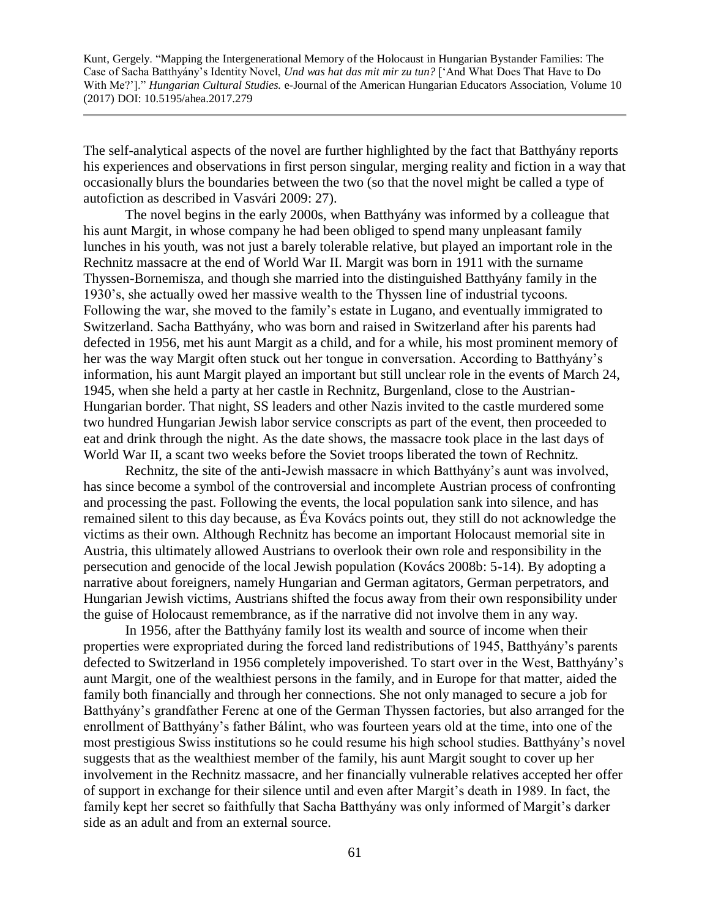The self-analytical aspects of the novel are further highlighted by the fact that Batthyány reports his experiences and observations in first person singular, merging reality and fiction in a way that occasionally blurs the boundaries between the two (so that the novel might be called a type of autofiction as described in Vasvári 2009: 27).

The novel begins in the early 2000s, when Batthyány was informed by a colleague that his aunt Margit, in whose company he had been obliged to spend many unpleasant family lunches in his youth, was not just a barely tolerable relative, but played an important role in the Rechnitz massacre at the end of World War II. Margit was born in 1911 with the surname Thyssen-Bornemisza, and though she married into the distinguished Batthyány family in the 1930's, she actually owed her massive wealth to the Thyssen line of industrial tycoons. Following the war, she moved to the family's estate in Lugano, and eventually immigrated to Switzerland. Sacha Batthyány, who was born and raised in Switzerland after his parents had defected in 1956, met his aunt Margit as a child, and for a while, his most prominent memory of her was the way Margit often stuck out her tongue in conversation. According to Batthyány's information, his aunt Margit played an important but still unclear role in the events of March 24, 1945, when she held a party at her castle in Rechnitz, Burgenland, close to the Austrian-Hungarian border. That night, SS leaders and other Nazis invited to the castle murdered some two hundred Hungarian Jewish labor service conscripts as part of the event, then proceeded to eat and drink through the night. As the date shows, the massacre took place in the last days of World War II, a scant two weeks before the Soviet troops liberated the town of Rechnitz.

Rechnitz, the site of the anti-Jewish massacre in which Batthyány's aunt was involved, has since become a symbol of the controversial and incomplete Austrian process of confronting and processing the past. Following the events, the local population sank into silence, and has remained silent to this day because, as Éva Kovács points out, they still do not acknowledge the victims as their own. Although Rechnitz has become an important Holocaust memorial site in Austria, this ultimately allowed Austrians to overlook their own role and responsibility in the persecution and genocide of the local Jewish population (Kovács 2008b: 5-14). By adopting a narrative about foreigners, namely Hungarian and German agitators, German perpetrators, and Hungarian Jewish victims, Austrians shifted the focus away from their own responsibility under the guise of Holocaust remembrance, as if the narrative did not involve them in any way.

In 1956, after the Batthyány family lost its wealth and source of income when their properties were expropriated during the forced land redistributions of 1945, Batthyány's parents defected to Switzerland in 1956 completely impoverished. To start over in the West, Batthyány's aunt Margit, one of the wealthiest persons in the family, and in Europe for that matter, aided the family both financially and through her connections. She not only managed to secure a job for Batthyány's grandfather Ferenc at one of the German Thyssen factories, but also arranged for the enrollment of Batthyány's father Bálint, who was fourteen years old at the time, into one of the most prestigious Swiss institutions so he could resume his high school studies. Batthyány's novel suggests that as the wealthiest member of the family, his aunt Margit sought to cover up her involvement in the Rechnitz massacre, and her financially vulnerable relatives accepted her offer of support in exchange for their silence until and even after Margit's death in 1989. In fact, the family kept her secret so faithfully that Sacha Batthyány was only informed of Margit's darker side as an adult and from an external source.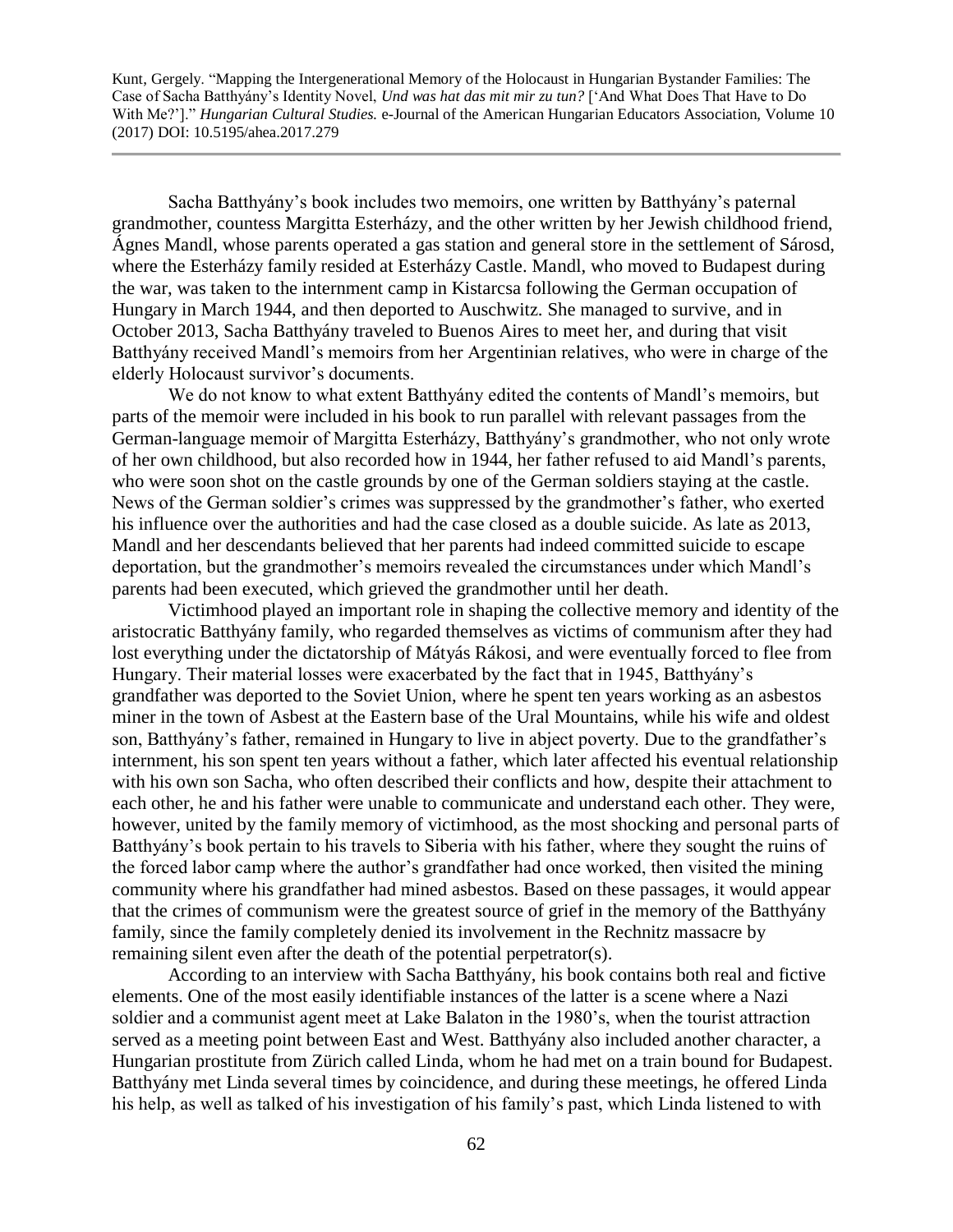Sacha Batthyány's book includes two memoirs, one written by Batthyány's paternal grandmother, countess Margitta Esterházy, and the other written by her Jewish childhood friend, Ágnes Mandl, whose parents operated a gas station and general store in the settlement of Sárosd, where the Esterházy family resided at Esterházy Castle. Mandl, who moved to Budapest during the war, was taken to the internment camp in Kistarcsa following the German occupation of Hungary in March 1944, and then deported to Auschwitz. She managed to survive, and in October 2013, Sacha Batthyány traveled to Buenos Aires to meet her, and during that visit Batthyány received Mandl's memoirs from her Argentinian relatives, who were in charge of the elderly Holocaust survivor's documents.

We do not know to what extent Batthyány edited the contents of Mandl's memoirs, but parts of the memoir were included in his book to run parallel with relevant passages from the German-language memoir of Margitta Esterházy, Batthyány's grandmother, who not only wrote of her own childhood, but also recorded how in 1944, her father refused to aid Mandl's parents, who were soon shot on the castle grounds by one of the German soldiers staying at the castle. News of the German soldier's crimes was suppressed by the grandmother's father, who exerted his influence over the authorities and had the case closed as a double suicide. As late as 2013, Mandl and her descendants believed that her parents had indeed committed suicide to escape deportation, but the grandmother's memoirs revealed the circumstances under which Mandl's parents had been executed, which grieved the grandmother until her death.

Victimhood played an important role in shaping the collective memory and identity of the aristocratic Batthyány family, who regarded themselves as victims of communism after they had lost everything under the dictatorship of Mátyás Rákosi, and were eventually forced to flee from Hungary. Their material losses were exacerbated by the fact that in 1945, Batthyány's grandfather was deported to the Soviet Union, where he spent ten years working as an asbestos miner in the town of Asbest at the Eastern base of the Ural Mountains, while his wife and oldest son, Batthyány's father, remained in Hungary to live in abject poverty. Due to the grandfather's internment, his son spent ten years without a father, which later affected his eventual relationship with his own son Sacha, who often described their conflicts and how, despite their attachment to each other, he and his father were unable to communicate and understand each other. They were, however, united by the family memory of victimhood, as the most shocking and personal parts of Batthyány's book pertain to his travels to Siberia with his father, where they sought the ruins of the forced labor camp where the author's grandfather had once worked, then visited the mining community where his grandfather had mined asbestos. Based on these passages, it would appear that the crimes of communism were the greatest source of grief in the memory of the Batthyány family, since the family completely denied its involvement in the Rechnitz massacre by remaining silent even after the death of the potential perpetrator(s).

According to an interview with Sacha Batthyány, his book contains both real and fictive elements. One of the most easily identifiable instances of the latter is a scene where a Nazi soldier and a communist agent meet at Lake Balaton in the 1980's, when the tourist attraction served as a meeting point between East and West. Batthyány also included another character, a Hungarian prostitute from Zürich called Linda, whom he had met on a train bound for Budapest. Batthyány met Linda several times by coincidence, and during these meetings, he offered Linda his help, as well as talked of his investigation of his family's past, which Linda listened to with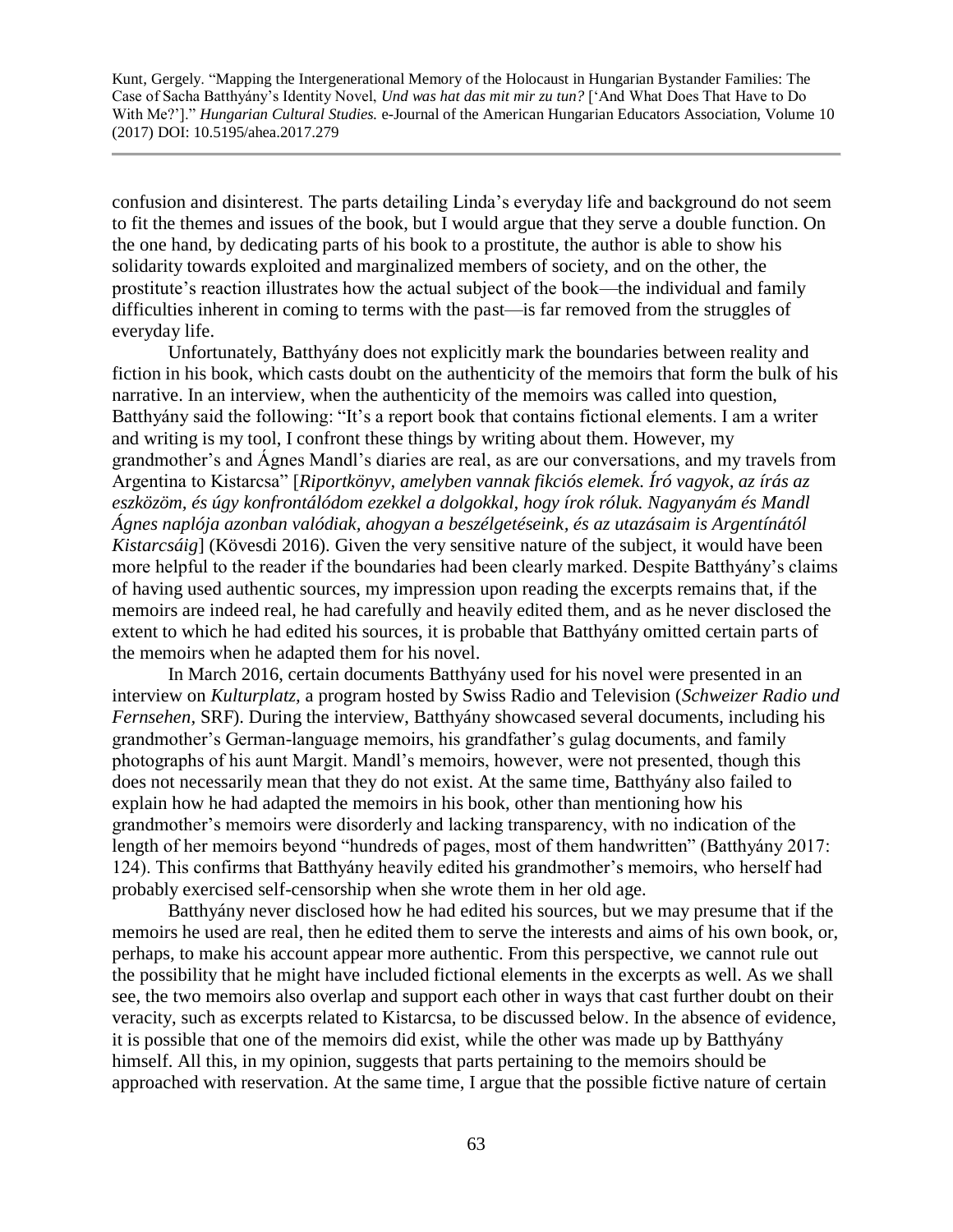confusion and disinterest. The parts detailing Linda's everyday life and background do not seem to fit the themes and issues of the book, but I would argue that they serve a double function. On the one hand, by dedicating parts of his book to a prostitute, the author is able to show his solidarity towards exploited and marginalized members of society, and on the other, the prostitute's reaction illustrates how the actual subject of the book—the individual and family difficulties inherent in coming to terms with the past—is far removed from the struggles of everyday life.

Unfortunately, Batthyány does not explicitly mark the boundaries between reality and fiction in his book, which casts doubt on the authenticity of the memoirs that form the bulk of his narrative. In an interview, when the authenticity of the memoirs was called into question, Batthyány said the following: "It's a report book that contains fictional elements. I am a writer and writing is my tool, I confront these things by writing about them. However, my grandmother's and Ágnes Mandl's diaries are real, as are our conversations, and my travels from Argentina to Kistarcsa" [*Riportkönyv, amelyben vannak fikciós elemek. Író vagyok, az írás az eszközöm, és úgy konfrontálódom ezekkel a dolgokkal, hogy írok róluk. Nagyanyám és Mandl Ágnes naplója azonban valódiak, ahogyan a beszélgetéseink, és az utazásaim is Argentínától Kistarcsáig*] (Kövesdi 2016). Given the very sensitive nature of the subject, it would have been more helpful to the reader if the boundaries had been clearly marked. Despite Batthyány's claims of having used authentic sources, my impression upon reading the excerpts remains that, if the memoirs are indeed real, he had carefully and heavily edited them, and as he never disclosed the extent to which he had edited his sources, it is probable that Batthyány omitted certain parts of the memoirs when he adapted them for his novel.

In March 2016, certain documents Batthyány used for his novel were presented in an interview on *Kulturplatz*, a program hosted by Swiss Radio and Television (*Schweizer Radio und Fernsehen*, SRF). During the interview, Batthyány showcased several documents, including his grandmother's German-language memoirs, his grandfather's gulag documents, and family photographs of his aunt Margit. Mandl's memoirs, however, were not presented, though this does not necessarily mean that they do not exist. At the same time, Batthyány also failed to explain how he had adapted the memoirs in his book, other than mentioning how his grandmother's memoirs were disorderly and lacking transparency, with no indication of the length of her memoirs beyond "hundreds of pages, most of them handwritten" (Batthyány 2017: 124). This confirms that Batthyány heavily edited his grandmother's memoirs, who herself had probably exercised self-censorship when she wrote them in her old age.

Batthyány never disclosed how he had edited his sources, but we may presume that if the memoirs he used are real, then he edited them to serve the interests and aims of his own book, or, perhaps, to make his account appear more authentic. From this perspective, we cannot rule out the possibility that he might have included fictional elements in the excerpts as well. As we shall see, the two memoirs also overlap and support each other in ways that cast further doubt on their veracity, such as excerpts related to Kistarcsa, to be discussed below. In the absence of evidence, it is possible that one of the memoirs did exist, while the other was made up by Batthyány himself. All this, in my opinion, suggests that parts pertaining to the memoirs should be approached with reservation. At the same time, I argue that the possible fictive nature of certain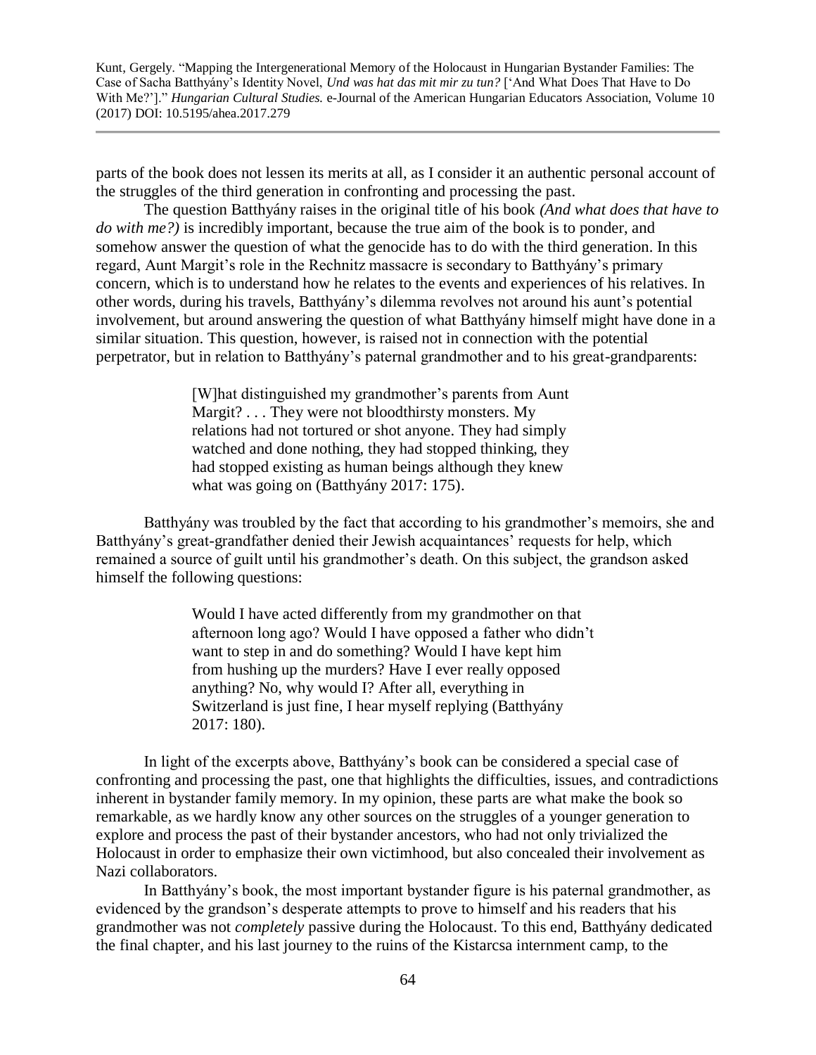parts of the book does not lessen its merits at all, as I consider it an authentic personal account of the struggles of the third generation in confronting and processing the past.

The question Batthyány raises in the original title of his book *(And what does that have to do with me?)* is incredibly important, because the true aim of the book is to ponder, and somehow answer the question of what the genocide has to do with the third generation. In this regard, Aunt Margit's role in the Rechnitz massacre is secondary to Batthyány's primary concern, which is to understand how he relates to the events and experiences of his relatives. In other words, during his travels, Batthyány's dilemma revolves not around his aunt's potential involvement, but around answering the question of what Batthyány himself might have done in a similar situation. This question, however, is raised not in connection with the potential perpetrator, but in relation to Batthyány's paternal grandmother and to his great-grandparents:

> [W]hat distinguished my grandmother's parents from Aunt Margit? . . . They were not bloodthirsty monsters. My relations had not tortured or shot anyone. They had simply watched and done nothing, they had stopped thinking, they had stopped existing as human beings although they knew what was going on (Batthyány 2017: 175).

Batthyány was troubled by the fact that according to his grandmother's memoirs, she and Batthyány's great-grandfather denied their Jewish acquaintances' requests for help, which remained a source of guilt until his grandmother's death. On this subject, the grandson asked himself the following questions:

> Would I have acted differently from my grandmother on that afternoon long ago? Would I have opposed a father who didn't want to step in and do something? Would I have kept him from hushing up the murders? Have I ever really opposed anything? No, why would I? After all, everything in Switzerland is just fine, I hear myself replying (Batthyány 2017: 180).

In light of the excerpts above, Batthyány's book can be considered a special case of confronting and processing the past, one that highlights the difficulties, issues, and contradictions inherent in bystander family memory. In my opinion, these parts are what make the book so remarkable, as we hardly know any other sources on the struggles of a younger generation to explore and process the past of their bystander ancestors, who had not only trivialized the Holocaust in order to emphasize their own victimhood, but also concealed their involvement as Nazi collaborators.

In Batthyány's book, the most important bystander figure is his paternal grandmother, as evidenced by the grandson's desperate attempts to prove to himself and his readers that his grandmother was not *completely* passive during the Holocaust. To this end, Batthyány dedicated the final chapter, and his last journey to the ruins of the Kistarcsa internment camp, to the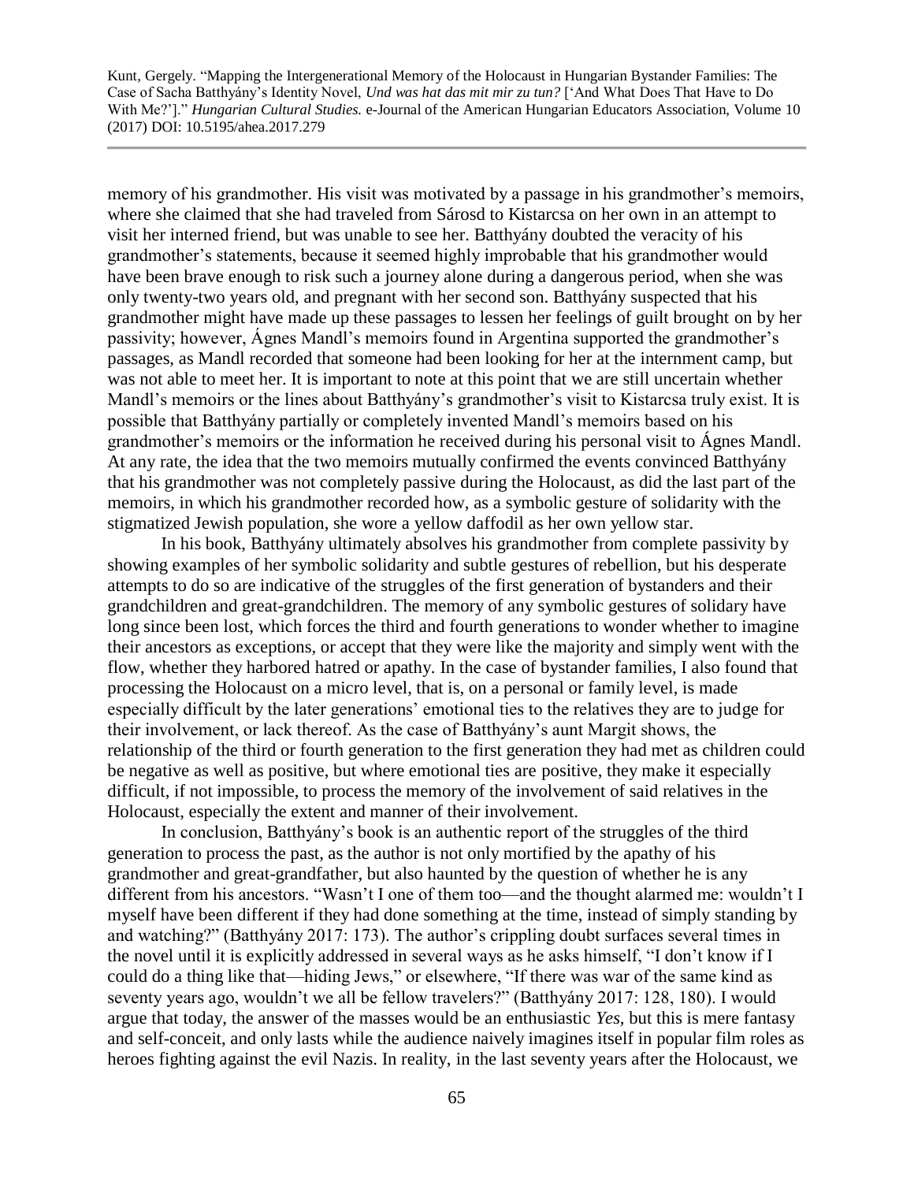memory of his grandmother. His visit was motivated by a passage in his grandmother's memoirs, where she claimed that she had traveled from Sárosd to Kistarcsa on her own in an attempt to visit her interned friend, but was unable to see her. Batthyány doubted the veracity of his grandmother's statements, because it seemed highly improbable that his grandmother would have been brave enough to risk such a journey alone during a dangerous period, when she was only twenty-two years old, and pregnant with her second son. Batthyány suspected that his grandmother might have made up these passages to lessen her feelings of guilt brought on by her passivity; however, Ágnes Mandl's memoirs found in Argentina supported the grandmother's passages, as Mandl recorded that someone had been looking for her at the internment camp, but was not able to meet her. It is important to note at this point that we are still uncertain whether Mandl's memoirs or the lines about Batthyány's grandmother's visit to Kistarcsa truly exist. It is possible that Batthyány partially or completely invented Mandl's memoirs based on his grandmother's memoirs or the information he received during his personal visit to Ágnes Mandl. At any rate, the idea that the two memoirs mutually confirmed the events convinced Batthyány that his grandmother was not completely passive during the Holocaust, as did the last part of the memoirs, in which his grandmother recorded how, as a symbolic gesture of solidarity with the stigmatized Jewish population, she wore a yellow daffodil as her own yellow star.

In his book, Batthyány ultimately absolves his grandmother from complete passivity by showing examples of her symbolic solidarity and subtle gestures of rebellion, but his desperate attempts to do so are indicative of the struggles of the first generation of bystanders and their grandchildren and great-grandchildren. The memory of any symbolic gestures of solidary have long since been lost, which forces the third and fourth generations to wonder whether to imagine their ancestors as exceptions, or accept that they were like the majority and simply went with the flow, whether they harbored hatred or apathy. In the case of bystander families, I also found that processing the Holocaust on a micro level, that is, on a personal or family level, is made especially difficult by the later generations' emotional ties to the relatives they are to judge for their involvement, or lack thereof. As the case of Batthyány's aunt Margit shows, the relationship of the third or fourth generation to the first generation they had met as children could be negative as well as positive, but where emotional ties are positive, they make it especially difficult, if not impossible, to process the memory of the involvement of said relatives in the Holocaust, especially the extent and manner of their involvement.

In conclusion, Batthyány's book is an authentic report of the struggles of the third generation to process the past, as the author is not only mortified by the apathy of his grandmother and great-grandfather, but also haunted by the question of whether he is any different from his ancestors. "Wasn't I one of them too—and the thought alarmed me: wouldn't I myself have been different if they had done something at the time, instead of simply standing by and watching?" (Batthyány 2017: 173). The author's crippling doubt surfaces several times in the novel until it is explicitly addressed in several ways as he asks himself, "I don't know if I could do a thing like that—hiding Jews," or elsewhere, "If there was war of the same kind as seventy years ago, wouldn't we all be fellow travelers?" (Batthyány 2017: 128, 180). I would argue that today, the answer of the masses would be an enthusiastic *Yes*, but this is mere fantasy and self-conceit, and only lasts while the audience naively imagines itself in popular film roles as heroes fighting against the evil Nazis. In reality, in the last seventy years after the Holocaust, we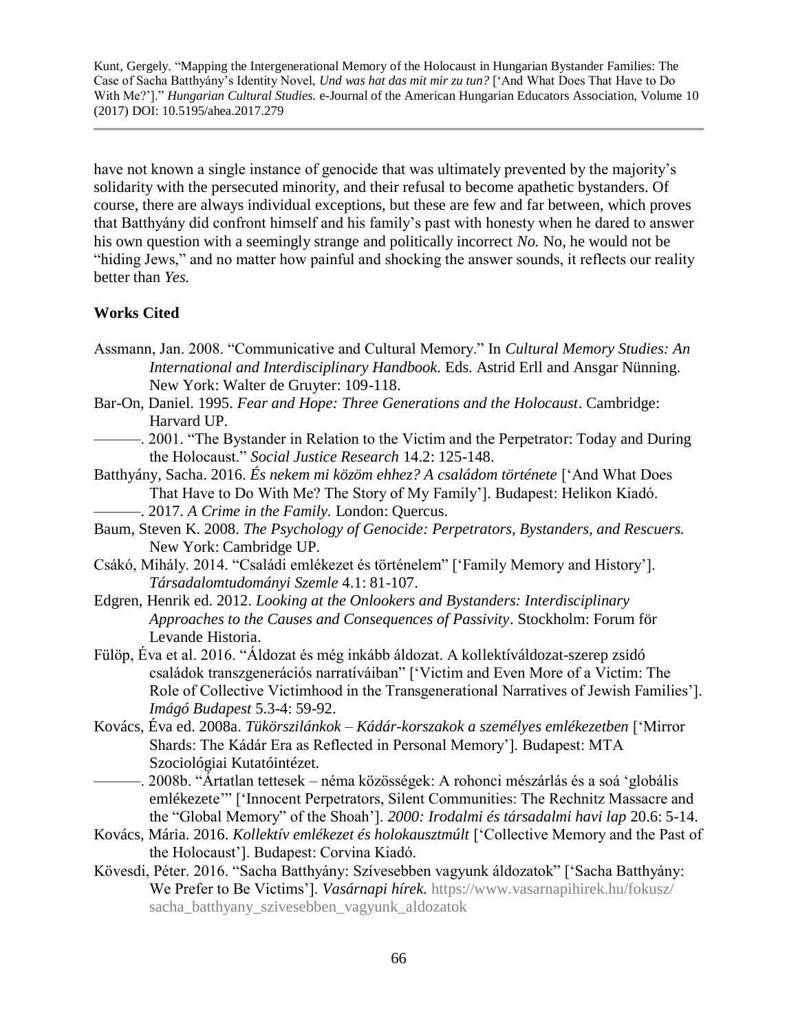have not known a single instance of genocide that was ultimately prevented by the majority's solidarity with the persecuted minority, and their refusal to become apathetic bystanders. Of course, there are always individual exceptions, but these are few and far between, which proves that Batthyány did confront himself and his family's past with honesty when he dared to answer his own question with a seemingly strange and politically incorrect *No.* No, he would not be "hiding Jews," and no matter how painful and shocking the answer sounds, it reflects our reality better than *Yes.*

**Works Cited**

Assmann, Jan. 2008. "Communicative and Cultural Memory." In *Cultural Memory Studies: An International and Interdisciplinary Handbook.* Eds. Astrid Erll and Ansgar Nünning. New York: Walter de Gruyter: 109-118.

Bar-On, Daniel. 1995. *Fear and Hope: Three Generations and the Holocaust*. Cambridge: Harvard UP.

———. 2001. "The Bystander in Relation to the Victim and the Perpetrator: Today and During the Holocaust." *Social Justice Research* 14.2: 125-148.

Batthyány, Sacha. 2016. *És nekem mi közöm ehhez? A családom története* ['And What Does That Have to Do With Me? The Story of My Family']. Budapest: Helikon Kiadó.

———. 2017. *A Crime in the Family.* London: Quercus.

Baum, Steven K. 2008. *The Psychology of Genocide: Perpetrators, Bystanders, and Rescuers.* New York: Cambridge UP.

Csákó, Mihály. 2014. "Családi emlékezet és történelem" ['Family Memory and History']. *Társadalomtudományi Szemle* 4.1: 81-107.

Edgren, Henrik ed. 2012. *Looking at the Onlookers and Bystanders: Interdisciplinary Approaches to the Causes and Consequences of Passivity*. Stockholm: Forum för Levande Historia.

Fülöp, Éva et al. 2016. "Áldozat és még inkább áldozat. A kollektíváldozat-szerep zsidó családok transzgenerációs narratíváiban" ['Victim and Even More of a Victim: The Role of Collective Victimhood in the Transgenerational Narratives of Jewish Families']. *Imágó Budapest* 5.3-4: 59-92.

Kovács, Éva ed. 2008a. *Tükörszilánkok – Kádár-korszakok a személyes emlékezetben* ['Mirror Shards: The Kádár Era as Reflected in Personal Memory']. Budapest: MTA Szociológiai Kutatóintézet.

———. 2008b. "Ártatlan tettesek – néma közösségek: A rohonci mészárlás és a soá 'globális emlékezete'" ['Innocent Perpetrators, Silent Communities: The Rechnitz Massacre and the "Global Memory" of the Shoah']. *2000: Irodalmi és társadalmi havi lap* 20.6: 5-14.

Kovács, Mária. 2016. *Kollektív emlékezet és holokausztmúlt* ['Collective Memory and the Past of the Holocaust']. Budapest: Corvina Kiadó.

Kövesdi, Péter. 2016. "Sacha Batthyány: Szívesebben vagyunk áldozatok" ['Sacha Batthyány: We Prefer to Be Victims']. *Vasárnapi hírek.* https://www.vasarnapihirek.hu/fokusz/sacha_batthyany_szivesebben_vagyunk_aldozatok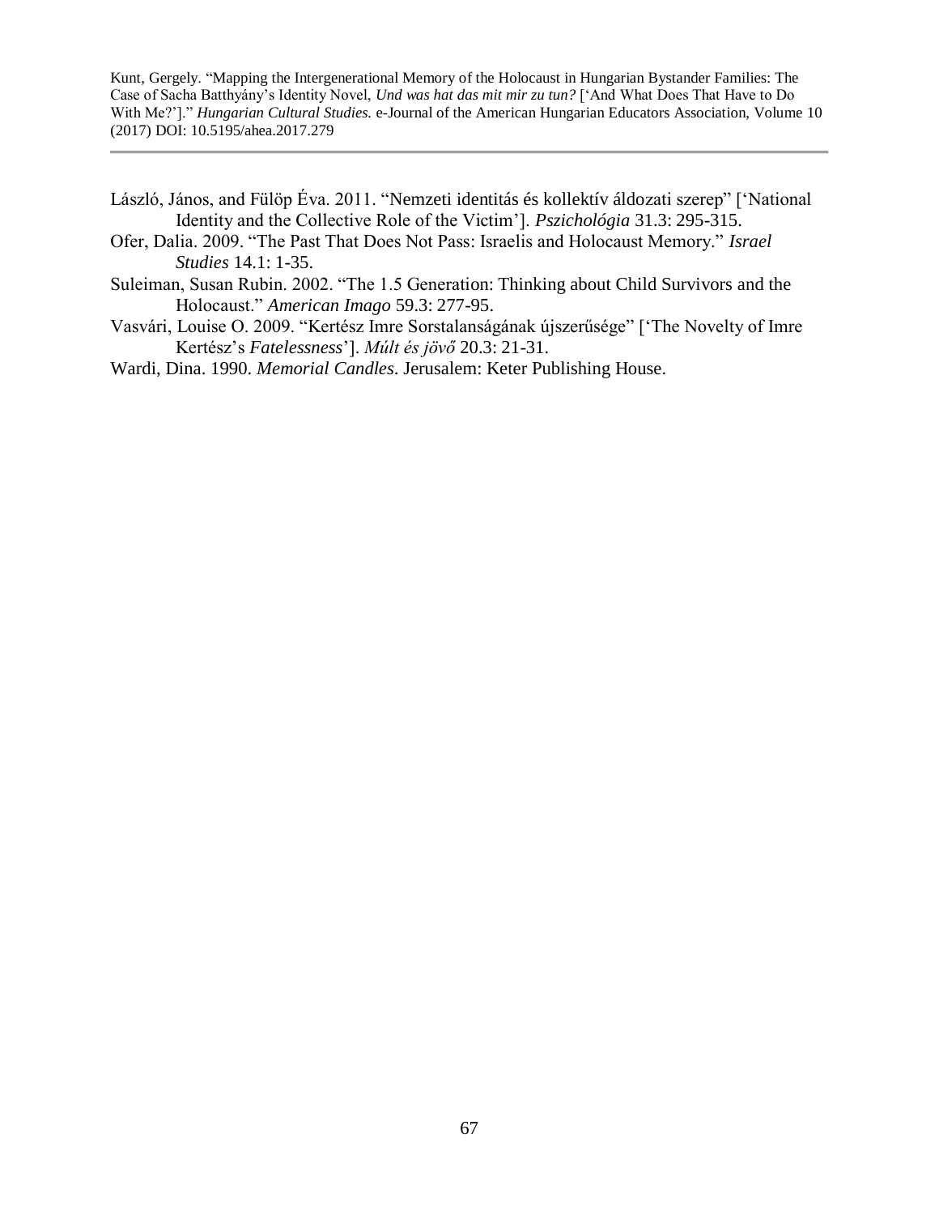László, János, and Fülöp Éva. 2011. “Nemzeti identitás és kollektív áldozati szerep” [‘National Identity and the Collective Role of the Victim’]. *Pszichológia* 31.3: 295-315.

Ofer, Dalia. 2009. “The Past That Does Not Pass: Israelis and Holocaust Memory.” *Israel Studies* 14.1: 1-35.

Suleiman, Susan Rubin. 2002. “The 1.5 Generation: Thinking about Child Survivors and the Holocaust.” *American Imago* 59.3: 277-95.

Vasvári, Louise O. 2009. “Kertész Imre Sorstalanságának újszerűsége” [‘The Novelty of Imre Kertész’s *Fatelessness*’]. *Múlt és jövő* 20.3: 21-31.

Wardi, Dina. 1990. *Memorial Candles*. Jerusalem: Keter Publishing House.